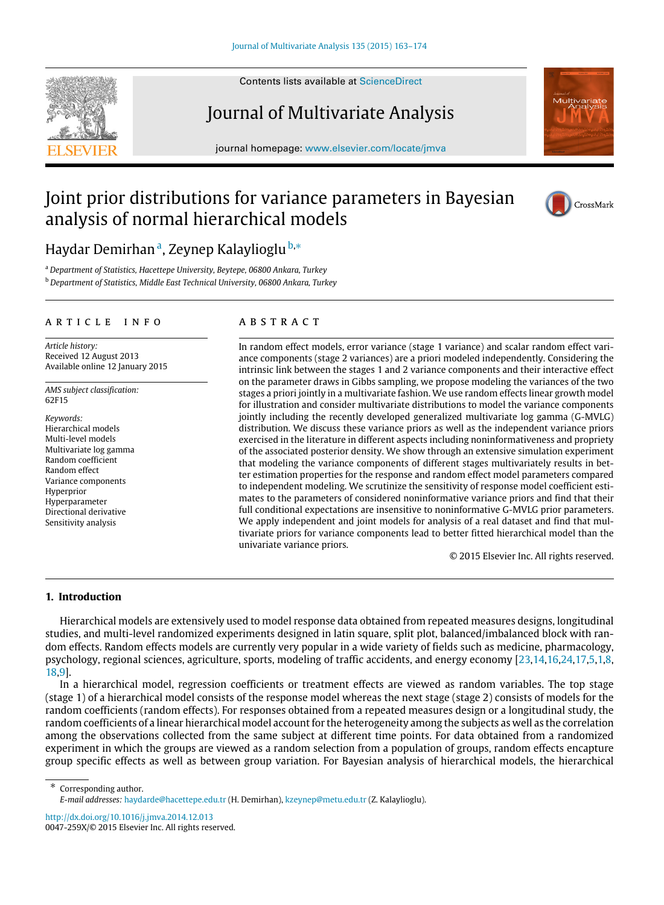# Joint prior distributions for variance parameters in Bayesian analysis of normal hierarchical models

Haydar Demirhan [a], Zeynep Kalaylioglu [b,*]

[a] Department of Statistics, Hacettepe University, Beytepe, 06800 Ankara, Turkey

[b] Department of Statistics, Middle East Technical University, 06800 Ankara, Turkey

## ARTICLE INFO

*Article history:*
Received 12 August 2013
Available online 12 January 2015

*AMS subject classification:*
62F15

*Keywords:*
Hierarchical models
Multi-level models
Multivariate log gamma
Random coefficient
Random effect
Variance components
Hyperprior
Hyperparameter
Directional derivative
Sensitivity analysis

## ABSTRACT

In random effect models, error variance (stage 1 variance) and scalar random effect variance components (stage 2 variances) are a priori modeled independently. Considering the intrinsic link between the stages 1 and 2 variance components and their interactive effect on the parameter draws in Gibbs sampling, we propose modeling the variances of the two stages a priori jointly in a multivariate fashion. We use random effects linear growth model for illustration and consider multivariate distributions to model the variance components jointly including the recently developed generalized multivariate log gamma (G-MVLG) distribution. We discuss these variance priors as well as the independent variance priors exercised in the literature in different aspects including noninformativeness and propriety of the associated posterior density. We show through an extensive simulation experiment that modeling the variance components of different stages multivariately results in better estimation properties for the response and random effect model parameters compared to independent modeling. We scrutinize the sensitivity of response model coefficient estimates to the parameters of considered noninformative variance priors and find that their full conditional expectations are insensitive to noninformative G-MVLG prior parameters. We apply independent and joint models for analysis of a real dataset and find that multivariate priors for variance components lead to better fitted hierarchical model than the univariate variance priors.

© 2015 Elsevier Inc. All rights reserved.

## 1. Introduction

Hierarchical models are extensively used to model response data obtained from repeated measures designs, longitudinal studies, and multi-level randomized experiments designed in latin square, split plot, balanced/imbalanced block with random effects. Random effects models are currently very popular in a wide variety of fields such as medicine, pharmacology, psychology, regional sciences, agriculture, sports, modeling of traffic accidents, and energy economy [23,14,16,24,17,5,1,8,18,9].

In a hierarchical model, regression coefficients or treatment effects are viewed as random variables. The top stage (stage 1) of a hierarchical model consists of the response model whereas the next stage (stage 2) consists of models for the random coefficients (random effects). For responses obtained from a repeated measures design or a longitudinal study, the random coefficients of a linear hierarchical model account for the heterogeneity among the subjects as well as the correlation among the observations collected from the same subject at different time points. For data obtained from a randomized experiment in which the groups are viewed as a random selection from a population of groups, random effects encapture group specific effects as well as between group variation. For Bayesian analysis of hierarchical models, the hierarchical

---

* Corresponding author.
*E-mail addresses:* haydarde@hacettepe.edu.tr (H. Demirhan), kzeynep@metu.edu.tr (Z. Kalaylioglu).

http://dx.doi.org/10.1016/j.jmva.2014.12.013
0047-259X/© 2015 Elsevier Inc. All rights reserved.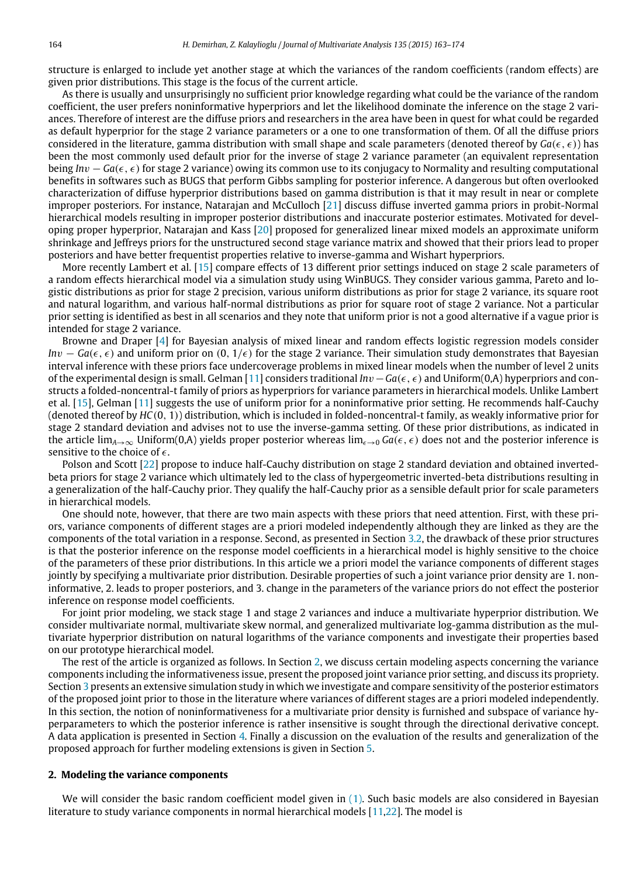structure is enlarged to include yet another stage at which the variances of the random coefficients (random effects) are given prior distributions. This stage is the focus of the current article.

As there is usually and unsurprisingly no sufficient prior knowledge regarding what could be the variance of the random coefficient, the user prefers noninformative hyperpriors and let the likelihood dominate the inference on the stage 2 variances. Therefore of interest are the diffuse priors and researchers in the area have been in quest for what could be regarded as default hyperprior for the stage 2 variance parameters or a one to one transformation of them. Of all the diffuse priors considered in the literature, gamma distribution with small shape and scale parameters (denoted thereof by $Ga(\epsilon, \epsilon)$) has been the most commonly used default prior for the inverse of stage 2 variance parameter (an equivalent representation being $Inv - Ga(\epsilon, \epsilon)$ for stage 2 variance) owing its common use to its conjugacy to Normality and resulting computational benefits in softwares such as BUGS that perform Gibbs sampling for posterior inference. A dangerous but often overlooked characterization of diffuse hyperprior distributions based on gamma distribution is that it may result in near or complete improper posteriors. For instance, Natarajan and McCulloch [21] discuss diffuse inverted gamma priors in probit-Normal hierarchical models resulting in improper posterior distributions and inaccurate posterior estimates. Motivated for developing proper hyperprior, Natarajan and Kass [20] proposed for generalized linear mixed models an approximate uniform shrinkage and Jeffreys priors for the unstructured second stage variance matrix and showed that their priors lead to proper posteriors and have better frequentist properties relative to inverse-gamma and Wishart hyperpriors.

More recently Lambert et al. [15] compare effects of 13 different prior settings induced on stage 2 scale parameters of a random effects hierarchical model via a simulation study using WinBUGS. They consider various gamma, Pareto and logistic distributions as prior for stage 2 precision, various uniform distributions as prior for stage 2 variance, its square root and natural logarithm, and various half-normal distributions as prior for square root of stage 2 variance. Not a particular prior setting is identified as best in all scenarios and they note that uniform prior is not a good alternative if a vague prior is intended for stage 2 variance.

Browne and Draper [4] for Bayesian analysis of mixed linear and random effects logistic regression models consider $Inv - Ga(\epsilon, \epsilon)$ and uniform prior on $(0, 1/\epsilon)$ for the stage 2 variance. Their simulation study demonstrates that Bayesian interval inference with these priors face undercoverage problems in mixed linear models when the number of level 2 units of the experimental design is small. Gelman [11] considers traditional $Inv - Ga(\epsilon, \epsilon)$ and Uniform(0,A) hyperpriors and constructs a folded-noncentral-t family of priors as hyperpriors for variance parameters in hierarchical models. Unlike Lambert et al. [15], Gelman [11] suggests the use of uniform prior for a noninformative prior setting. He recommends half-Cauchy (denoted thereof by $HC(0, 1)$) distribution, which is included in folded-noncentral-t family, as weakly informative prior for stage 2 standard deviation and advises not to use the inverse-gamma setting. Of these prior distributions, as indicated in the article $\lim_{A\to\infty}$ Uniform(0,A) yields proper posterior whereas $\lim_{\epsilon\to 0} Ga(\epsilon, \epsilon)$ does not and the posterior inference is sensitive to the choice of $\epsilon$.

Polson and Scott [22] propose to induce half-Cauchy distribution on stage 2 standard deviation and obtained inverted-beta priors for stage 2 variance which ultimately led to the class of hypergeometric inverted-beta distributions resulting in a generalization of the half-Cauchy prior. They qualify the half-Cauchy prior as a sensible default prior for scale parameters in hierarchical models.

One should note, however, that there are two main aspects with these priors that need attention. First, with these priors, variance components of different stages are a priori modeled independently although they are linked as they are the components of the total variation in a response. Second, as presented in Section 3.2, the drawback of these prior structures is that the posterior inference on the response model coefficients in a hierarchical model is highly sensitive to the choice of the parameters of these prior distributions. In this article we a priori model the variance components of different stages jointly by specifying a multivariate prior distribution. Desirable properties of such a joint variance prior density are 1. noninformative, 2. leads to proper posteriors, and 3. change in the parameters of the variance priors do not effect the posterior inference on response model coefficients.

For joint prior modeling, we stack stage 1 and stage 2 variances and induce a multivariate hyperprior distribution. We consider multivariate normal, multivariate skew normal, and generalized multivariate log-gamma distribution as the multivariate hyperprior distribution on natural logarithms of the variance components and investigate their properties based on our prototype hierarchical model.

The rest of the article is organized as follows. In Section 2, we discuss certain modeling aspects concerning the variance components including the informativeness issue, present the proposed joint variance prior setting, and discuss its propriety. Section 3 presents an extensive simulation study in which we investigate and compare sensitivity of the posterior estimators of the proposed joint prior to those in the literature where variances of different stages are a priori modeled independently. In this section, the notion of noninformativeness for a multivariate prior density is furnished and subspace of variance hyperparameters to which the posterior inference is rather insensitive is sought through the directional derivative concept. A data application is presented in Section 4. Finally a discussion on the evaluation of the results and generalization of the proposed approach for further modeling extensions is given in Section 5.

## 2. Modeling the variance components

We will consider the basic random coefficient model given in (1). Such basic models are also considered in Bayesian literature to study variance components in normal hierarchical models [11,22]. The model is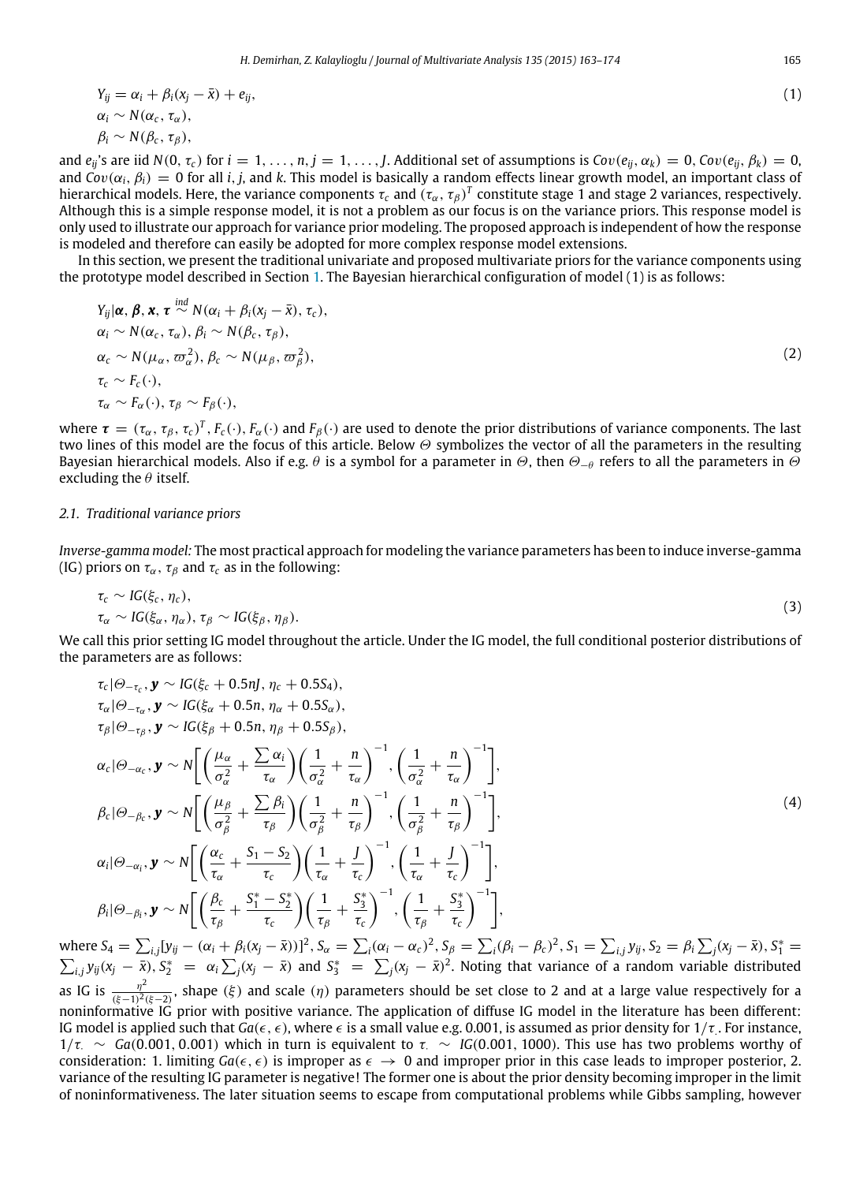$$
\begin{aligned}
&Y_{ij} = \alpha_i + \beta_i(x_j - \bar{x}) + e_{ij}, \\
&\alpha_i \sim N(\alpha_c, \tau_\alpha), \\
&\beta_i \sim N(\beta_c, \tau_\beta),
\end{aligned}
\tag{1}
$$

and $e_{ij}$'s are iid $N(0, \tau_c)$ for $i = 1, \ldots, n, j = 1, \ldots, J$. Additional set of assumptions is $Cov(e_{ij}, \alpha_k) = 0$, $Cov(e_{ij}, \beta_k) = 0$, and $Cov(\alpha_i, \beta_i) = 0$ for all $i, j$, and $k$. This model is basically a random effects linear growth model, an important class of hierarchical models. Here, the variance components $\tau_c$ and $(\tau_\alpha, \tau_\beta)^T$ constitute stage 1 and stage 2 variances, respectively. Although this is a simple response model, it is not a problem as our focus is on the variance priors. This response model is only used to illustrate our approach for variance prior modeling. The proposed approach is independent of how the response is modeled and therefore can easily be adopted for more complex response model extensions.

In this section, we present the traditional univariate and proposed multivariate priors for the variance components using the prototype model described in Section 1. The Bayesian hierarchical configuration of model (1) is as follows:

$$
\begin{aligned}
&Y_{ij}|\boldsymbol{\alpha}, \boldsymbol{\beta}, \boldsymbol{x}, \boldsymbol{\tau} \overset{ind}{\sim} N(\alpha_i + \beta_i(x_j - \bar{x}), \tau_c), \\
&\alpha_i \sim N(\alpha_c, \tau_\alpha), \beta_i \sim N(\beta_c, \tau_\beta), \\
&\alpha_c \sim N(\mu_\alpha, \varpi_\alpha^2), \beta_c \sim N(\mu_\beta, \varpi_\beta^2), \\
&\tau_c \sim F_c(\cdot), \\
&\tau_\alpha \sim F_\alpha(\cdot), \tau_\beta \sim F_\beta(\cdot),
\end{aligned}
\tag{2}
$$

where $\boldsymbol{\tau} = (\tau_\alpha, \tau_\beta, \tau_c)^T$, $F_c(\cdot)$, $F_\alpha(\cdot)$ and $F_\beta(\cdot)$ are used to denote the prior distributions of variance components. The last two lines of this model are the focus of this article. Below $\Theta$ symbolizes the vector of all the parameters in the resulting Bayesian hierarchical models. Also if e.g. $\theta$ is a symbol for a parameter in $\Theta$, then $\Theta_{-\theta}$ refers to all the parameters in $\Theta$ excluding the $\theta$ itself.

### 2.1. Traditional variance priors

*Inverse-gamma model:* The most practical approach for modeling the variance parameters has been to induce inverse-gamma (IG) priors on $\tau_\alpha$, $\tau_\beta$ and $\tau_c$ as in the following:

$$
\begin{aligned}
&\tau_c \sim IG(\xi_c, \eta_c), \\
&\tau_\alpha \sim IG(\xi_\alpha, \eta_\alpha), \tau_\beta \sim IG(\xi_\beta, \eta_\beta).
\end{aligned}
\tag{3}
$$

We call this prior setting IG model throughout the article. Under the IG model, the full conditional posterior distributions of the parameters are as follows:

$$
\begin{aligned}
&\tau_c|\Theta_{-\tau_c}, \boldsymbol{y} \sim IG(\xi_c + 0.5nJ, \eta_c + 0.5S_4), \\
&\tau_\alpha|\Theta_{-\tau_\alpha}, \boldsymbol{y} \sim IG(\xi_\alpha + 0.5n, \eta_\alpha + 0.5S_\alpha), \\
&\tau_\beta|\Theta_{-\tau_\beta}, \boldsymbol{y} \sim IG(\xi_\beta + 0.5n, \eta_\beta + 0.5S_\beta), \\
&\alpha_c|\Theta_{-\alpha_c}, \boldsymbol{y} \sim N\left[\left(\frac{\mu_\alpha}{\sigma_\alpha^2} + \frac{\sum \alpha_i}{\tau_\alpha}\right)\left(\frac{1}{\sigma_\alpha^2} + \frac{n}{\tau_\alpha}\right)^{-1}, \left(\frac{1}{\sigma_\alpha^2} + \frac{n}{\tau_\alpha}\right)^{-1}\right], \\
&\beta_c|\Theta_{-\beta_c}, \boldsymbol{y} \sim N\left[\left(\frac{\mu_\beta}{\sigma_\beta^2} + \frac{\sum \beta_i}{\tau_\beta}\right)\left(\frac{1}{\sigma_\beta^2} + \frac{n}{\tau_\beta}\right)^{-1}, \left(\frac{1}{\sigma_\beta^2} + \frac{n}{\tau_\beta}\right)^{-1}\right], \\
&\alpha_i|\Theta_{-\alpha_i}, \boldsymbol{y} \sim N\left[\left(\frac{\alpha_c}{\tau_\alpha} + \frac{S_1 - S_2}{\tau_c}\right)\left(\frac{1}{\tau_\alpha} + \frac{J}{\tau_c}\right)^{-1}, \left(\frac{1}{\tau_\alpha} + \frac{J}{\tau_c}\right)^{-1}\right], \\
&\beta_i|\Theta_{-\beta_i}, \boldsymbol{y} \sim N\left[\left(\frac{\beta_c}{\tau_\beta} + \frac{S_1^* - S_2^*}{\tau_c}\right)\left(\frac{1}{\tau_\beta} + \frac{S_3^*}{\tau_c}\right)^{-1}, \left(\frac{1}{\tau_\beta} + \frac{S_3^*}{\tau_c}\right)^{-1}\right],
\end{aligned}
\tag{4}
$$

where $S_4 = \sum_{i,j}[y_{ij} - (\alpha_i + \beta_i(x_j - \bar{x}))]^2$, $S_\alpha = \sum_i(\alpha_i - \alpha_c)^2$, $S_\beta = \sum_i(\beta_i - \beta_c)^2$, $S_1 = \sum_{i,j} y_{ij}$, $S_2 = \beta_i \sum_j(x_j - \bar{x})$, $S_1^* = \sum_{i,j} y_{ij}(x_j - \bar{x})$, $S_2^* = \alpha_i \sum_j(x_j - \bar{x})$ and $S_3^* = \sum_j(x_j - \bar{x})^2$. Noting that variance of a random variable distributed as IG is $\frac{\eta^2}{(\xi-1)^2(\xi-2)}$, shape ($\xi$) and scale ($\eta$) parameters should be set close to 2 and at a large value respectively for a noninformative IG prior with positive variance. The application of diffuse IG model in the literature has been different: IG model is applied such that $Ga(\epsilon, \epsilon)$, where $\epsilon$ is a small value e.g. 0.001, is assumed as prior density for $1/\tau_.$. For instance, $1/\tau_. \sim Ga(0.001, 0.001)$ which in turn is equivalent to $\tau_. \sim IG(0.001, 1000)$. This use has two problems worthy of consideration: 1. limiting $Ga(\epsilon, \epsilon)$ is improper as $\epsilon \to 0$ and improper prior in this case leads to improper posterior, 2. variance of the resulting IG parameter is negative! The former one is about the prior density becoming improper in the limit of noninformativeness. The later situation seems to escape from computational problems while Gibbs sampling, however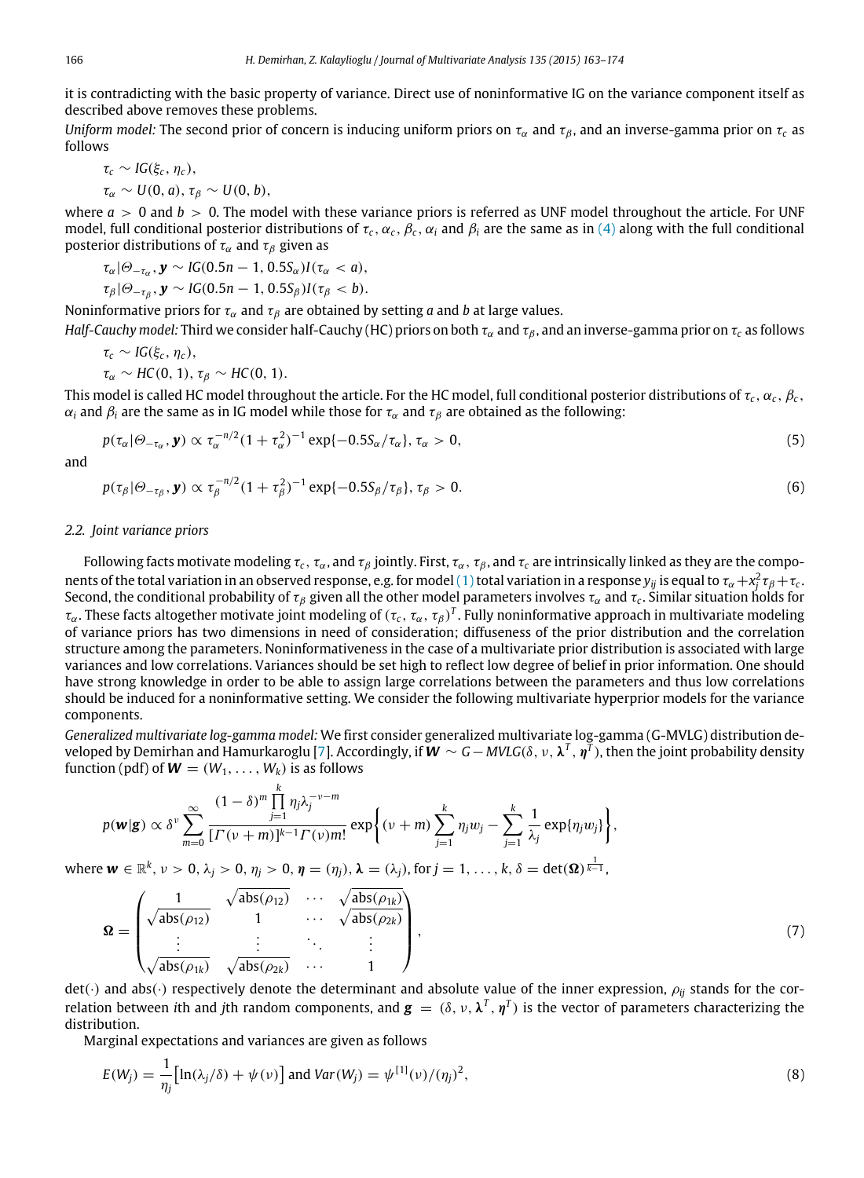it is contradicting with the basic property of variance. Direct use of noninformative IG on the variance component itself as described above removes these problems.

*Uniform model:* The second prior of concern is inducing uniform priors on $\tau_\alpha$ and $\tau_\beta$, and an inverse-gamma prior on $\tau_c$ as follows

$$\tau_c \sim IG(\xi_c, \eta_c),$$

$$\tau_\alpha \sim U(0, a), \tau_\beta \sim U(0, b),$$

where $a > 0$ and $b > 0$. The model with these variance priors is referred as UNF model throughout the article. For UNF model, full conditional posterior distributions of $\tau_c$, $\alpha_c$, $\beta_c$, $\alpha_i$ and $\beta_i$ are the same as in (4) along with the full conditional posterior distributions of $\tau_\alpha$ and $\tau_\beta$ given as

$$\tau_\alpha | \Theta_{-\tau_\alpha}, \boldsymbol{y} \sim IG(0.5n - 1, 0.5S_\alpha) I(\tau_\alpha < a),$$

$$\tau_\beta | \Theta_{-\tau_\beta}, \boldsymbol{y} \sim IG(0.5n - 1, 0.5S_\beta) I(\tau_\beta < b).$$

Noninformative priors for $\tau_\alpha$ and $\tau_\beta$ are obtained by setting $a$ and $b$ at large values.

*Half-Cauchy model:* Third we consider half-Cauchy (HC) priors on both $\tau_\alpha$ and $\tau_\beta$, and an inverse-gamma prior on $\tau_c$ as follows

$$\tau_c \sim IG(\xi_c, \eta_c),$$

$$\tau_\alpha \sim HC(0, 1), \tau_\beta \sim HC(0, 1).$$

This model is called HC model throughout the article. For the HC model, full conditional posterior distributions of $\tau_c$, $\alpha_c$, $\beta_c$, $\alpha_i$ and $\beta_i$ are the same as in IG model while those for $\tau_\alpha$ and $\tau_\beta$ are obtained as the following:

$$p(\tau_\alpha | \Theta_{-\tau_\alpha}, \boldsymbol{y}) \propto \tau_\alpha^{-n/2} (1 + \tau_\alpha^2)^{-1} \exp\{-0.5S_\alpha / \tau_\alpha\}, \ \tau_\alpha > 0, \tag{5}$$

and

$$p(\tau_\beta | \Theta_{-\tau_\beta}, \boldsymbol{y}) \propto \tau_\beta^{-n/2} (1 + \tau_\beta^2)^{-1} \exp\{-0.5S_\beta / \tau_\beta\}, \ \tau_\beta > 0. \tag{6}$$

### 2.2. Joint variance priors

Following facts motivate modeling $\tau_c$, $\tau_\alpha$, and $\tau_\beta$ jointly. First, $\tau_\alpha$, $\tau_\beta$, and $\tau_c$ are intrinsically linked as they are the components of the total variation in an observed response, e.g. for model (1) total variation in a response $y_{ij}$ is equal to $\tau_\alpha + x_j^2 \tau_\beta + \tau_c$. Second, the conditional probability of $\tau_\beta$ given all the other model parameters involves $\tau_\alpha$ and $\tau_c$. Similar situation holds for $\tau_\alpha$. These facts altogether motivate joint modeling of $(\tau_c, \tau_\alpha, \tau_\beta)^T$. Fully noninformative approach in multivariate modeling of variance priors has two dimensions in need of consideration; diffuseness of the prior distribution and the correlation structure among the parameters. Noninformativeness in the case of a multivariate prior distribution is associated with large variances and low correlations. Variances should be set high to reflect low degree of belief in prior information. One should have strong knowledge in order to be able to assign large correlations between the parameters and thus low correlations should be induced for a noninformative setting. We consider the following multivariate hyperprior models for the variance components.

*Generalized multivariate log-gamma model:* We first consider generalized multivariate log-gamma (G-MVLG) distribution developed by Demirhan and Hamurkaroglu [7]. Accordingly, if $\boldsymbol{W} \sim G-MVLG(\delta, \nu, \boldsymbol{\lambda}^T, \boldsymbol{\eta}^T)$, then the joint probability density function (pdf) of $\boldsymbol{W} = (W_1, \ldots, W_k)$ is as follows

$$p(\boldsymbol{w}|\boldsymbol{g}) \propto \delta^\nu \sum_{m=0}^{\infty} \frac{(1-\delta)^m \prod_{j=1}^{k} \eta_j \lambda_j^{-\nu-m}}{[\Gamma(\nu+m)]^{k-1} \Gamma(\nu) m!} \exp\left\{ (\nu+m) \sum_{j=1}^{k} \eta_j w_j - \sum_{j=1}^{k} \frac{1}{\lambda_j} \exp\{\eta_j w_j\} \right\},$$

where $\boldsymbol{w} \in \mathbb{R}^k$, $\nu > 0$, $\lambda_j > 0$, $\eta_j > 0$, $\boldsymbol{\eta} = (\eta_j)$, $\boldsymbol{\lambda} = (\lambda_j)$, for $j = 1, \ldots, k$, $\delta = \det(\boldsymbol{\Omega})^{\frac{1}{k-1}}$,

$$\boldsymbol{\Omega} = \begin{pmatrix} 1 & \sqrt{\text{abs}(\rho_{12})} & \cdots & \sqrt{\text{abs}(\rho_{1k})} \\ \sqrt{\text{abs}(\rho_{12})} & 1 & \cdots & \sqrt{\text{abs}(\rho_{2k})} \\ \vdots & \vdots & \ddots & \vdots \\ \sqrt{\text{abs}(\rho_{1k})} & \sqrt{\text{abs}(\rho_{2k})} & \cdots & 1 \end{pmatrix}, \tag{7}$$

$\det(\cdot)$ and $\text{abs}(\cdot)$ respectively denote the determinant and absolute value of the inner expression, $\rho_{ij}$ stands for the correlation between $i$th and $j$th random components, and $\boldsymbol{g} = (\delta, \nu, \boldsymbol{\lambda}^T, \boldsymbol{\eta}^T)$ is the vector of parameters characterizing the distribution.

Marginal expectations and variances are given as follows

$$E(W_j) = \frac{1}{\eta_j} \left[ \ln(\lambda_j / \delta) + \psi(\nu) \right] \text{ and } Var(W_j) = \psi^{[1]}(\nu) / (\eta_j)^2, \tag{8}$$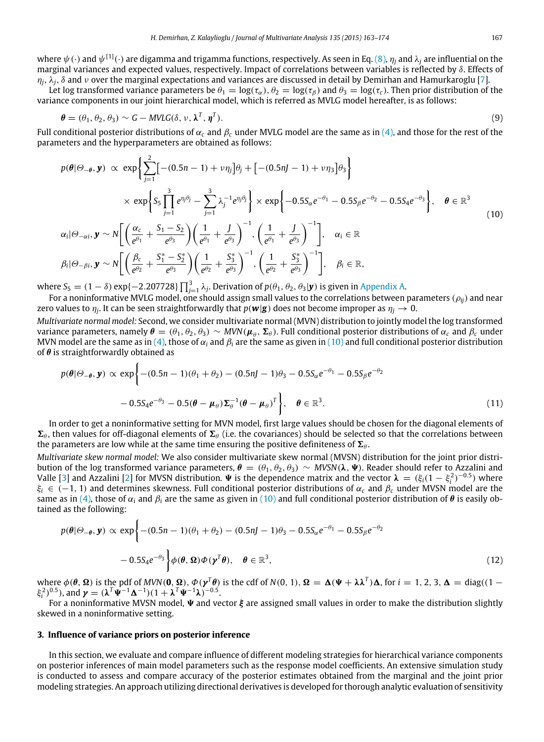where $\psi(\cdot)$ and $\psi^{[1]}(\cdot)$ are digamma and trigamma functions, respectively. As seen in Eq. (8), $\eta_j$ and $\lambda_j$ are influential on the marginal variances and expected values, respectively. Impact of correlations between variables is reflected by $\delta$. Effects of $\eta_j$, $\lambda_j$, $\delta$ and $\nu$ over the marginal expectations and variances are discussed in detail by Demirhan and Hamurkaroglu [7].

Let log transformed variance parameters be $\theta_1 = \log(\tau_\alpha)$, $\theta_2 = \log(\tau_\beta)$ and $\theta_3 = \log(\tau_c)$. Then prior distribution of the variance components in our joint hierarchical model, which is referred as MVLG model hereafter, is as follows:

$$\boldsymbol{\theta} = (\theta_1, \theta_2, \theta_3) \sim G - MVLG(\delta, \nu, \boldsymbol{\lambda}^T, \boldsymbol{\eta}^T). \tag{9}$$

Full conditional posterior distributions of $\alpha_c$ and $\beta_c$ under MVLG model are the same as in (4), and those for the rest of the parameters and the hyperparameters are obtained as follows:

$$\begin{aligned} p(\boldsymbol{\theta}|\Theta_{-\boldsymbol{\theta}}, \mathbf{y}) &\propto \exp\left\{\sum_{j=1}^{2}\left[-(0.5n-1)+\nu\eta_j\right]\theta_j + \left[-(0.5nJ-1)+\nu\eta_3\right]\theta_3\right\} \\ &\quad \times \exp\left\{S_5\prod_{j=1}^{3} e^{\eta_j\theta_j} - \sum_{j=1}^{3}\lambda_j^{-1}e^{\eta_j\theta_j}\right\} \times \exp\left\{-0.5S_\alpha e^{-\theta_1} - 0.5S_\beta e^{-\theta_2} - 0.5S_4 e^{-\theta_3}\right\}, \quad \boldsymbol{\theta} \in \mathbb{R}^3 \\ \alpha_i|\Theta_{-\alpha i}, \mathbf{y} &\sim N\left[\left(\frac{\alpha_c}{e^{\theta_1}} + \frac{S_1 - S_2}{e^{\theta_3}}\right)\left(\frac{1}{e^{\theta_1}} + \frac{J}{e^{\theta_3}}\right)^{-1}, \left(\frac{1}{e^{\theta_1}} + \frac{J}{e^{\theta_3}}\right)^{-1}\right], \quad \alpha_i \in \mathbb{R} \\ \beta_i|\Theta_{-\beta i}, \mathbf{y} &\sim N\left[\left(\frac{\beta_c}{e^{\theta_2}} + \frac{S_1^* - S_2^*}{e^{\theta_3}}\right)\left(\frac{1}{e^{\theta_2}} + \frac{S_3^*}{e^{\theta_3}}\right)^{-1}, \left(\frac{1}{e^{\theta_2}} + \frac{S_3^*}{e^{\theta_3}}\right)^{-1}\right], \quad \beta_i \in \mathbb{R}, \end{aligned} \tag{10}$$

where $S_5 = (1-\delta)\exp\{-2.207728\}\prod_{j=1}^{3}\lambda_j$. Derivation of $p(\theta_1, \theta_2, \theta_3|\mathbf{y})$ is given in Appendix A.

For a noninformative MVLG model, one should assign small values to the correlations between parameters ($\rho_{ij}$) and near zero values to $\eta_j$. It can be seen straightforwardly that $p(\mathbf{w}|\mathbf{g})$ does not become improper as $\eta_j \to 0$.

*Multivariate normal model:* Second, we consider multivariate normal (MVN) distribution to jointly model the log transformed variance parameters, namely $\boldsymbol{\theta} = (\theta_1, \theta_2, \theta_3) \sim MVN(\boldsymbol{\mu}_\theta, \boldsymbol{\Sigma}_\theta)$. Full conditional posterior distributions of $\alpha_c$ and $\beta_c$ under MVN model are the same as in (4), those of $\alpha_i$ and $\beta_i$ are the same as given in (10) and full conditional posterior distribution of $\boldsymbol{\theta}$ is straightforwardly obtained as

$$\begin{aligned} p(\boldsymbol{\theta}|\Theta_{-\boldsymbol{\theta}}, \mathbf{y}) \propto \exp\Big\{&-(0.5n-1)(\theta_1+\theta_2) - (0.5nJ-1)\theta_3 - 0.5S_\alpha e^{-\theta_1} - 0.5S_\beta e^{-\theta_2} \\ &- 0.5S_4 e^{-\theta_3} - 0.5(\boldsymbol{\theta}-\boldsymbol{\mu}_\theta)\boldsymbol{\Sigma}_\theta^{-1}(\boldsymbol{\theta}-\boldsymbol{\mu}_\theta)^T\Big\}, \quad \boldsymbol{\theta} \in \mathbb{R}^3. \end{aligned} \tag{11}$$

In order to get a noninformative setting for MVN model, first large values should be chosen for the diagonal elements of $\boldsymbol{\Sigma}_\theta$, then values for off-diagonal elements of $\boldsymbol{\Sigma}_\theta$ (i.e. the covariances) should be selected so that the correlations between the parameters are low while at the same time ensuring the positive definiteness of $\boldsymbol{\Sigma}_\theta$.

*Multivariate skew normal model:* We also consider multivariate skew normal (MVSN) distribution for the joint prior distribution of the log transformed variance parameters, $\boldsymbol{\theta} = (\theta_1, \theta_2, \theta_3) \sim MVSN(\boldsymbol{\lambda}, \boldsymbol{\Psi})$. Reader should refer to Azzalini and Valle [3] and Azzalini [2] for MVSN distribution. $\boldsymbol{\Psi}$ is the dependence matrix and the vector $\boldsymbol{\lambda} = (\xi_i(1-\xi_i^2)^{-0.5})$ where $\xi_i \in (-1, 1)$ and determines skewness. Full conditional posterior distributions of $\alpha_c$ and $\beta_c$ under MVSN model are the same as in (4), those of $\alpha_i$ and $\beta_i$ are the same as given in (10) and full conditional posterior distribution of $\boldsymbol{\theta}$ is easily obtained as the following:

$$\begin{aligned} p(\boldsymbol{\theta}|\Theta_{-\boldsymbol{\theta}}, \mathbf{y}) \propto \exp\Big\{&-(0.5n-1)(\theta_1+\theta_2) - (0.5nJ-1)\theta_3 - 0.5S_\alpha e^{-\theta_1} - 0.5S_\beta e^{-\theta_2} \\ &- 0.5S_4 e^{-\theta_3}\Big\}\phi(\boldsymbol{\theta}, \boldsymbol{\Omega})\Phi(\boldsymbol{\gamma}^T\boldsymbol{\theta}), \quad \boldsymbol{\theta} \in \mathbb{R}^3, \end{aligned} \tag{12}$$

where $\phi(\boldsymbol{\theta}, \boldsymbol{\Omega})$ is the pdf of $MVN(\mathbf{0}, \boldsymbol{\Omega})$, $\Phi(\boldsymbol{\gamma}^T\boldsymbol{\theta})$ is the cdf of $N(0, 1)$, $\boldsymbol{\Omega} = \boldsymbol{\Delta}(\boldsymbol{\Psi} + \boldsymbol{\lambda}\boldsymbol{\lambda}^T)\boldsymbol{\Delta}$, for $i = 1, 2, 3$, $\boldsymbol{\Delta} = \text{diag}((1-\xi_i^2)^{0.5})$, and $\boldsymbol{\gamma} = (\boldsymbol{\lambda}^T\boldsymbol{\Psi}^{-1}\boldsymbol{\Delta}^{-1})(1+\boldsymbol{\lambda}^T\boldsymbol{\Psi}^{-1}\boldsymbol{\lambda})^{-0.5}$.

For a noninformative MVSN model, $\boldsymbol{\Psi}$ and vector $\boldsymbol{\xi}$ are assigned small values in order to make the distribution slightly skewed in a noninformative setting.

## 3. Influence of variance priors on posterior inference

In this section, we evaluate and compare influence of different modeling strategies for hierarchical variance components on posterior inferences of main model parameters such as the response model coefficients. An extensive simulation study is conducted to assess and compare accuracy of the posterior estimates obtained from the marginal and the joint prior modeling strategies. An approach utilizing directional derivatives is developed for thorough analytic evaluation of sensitivity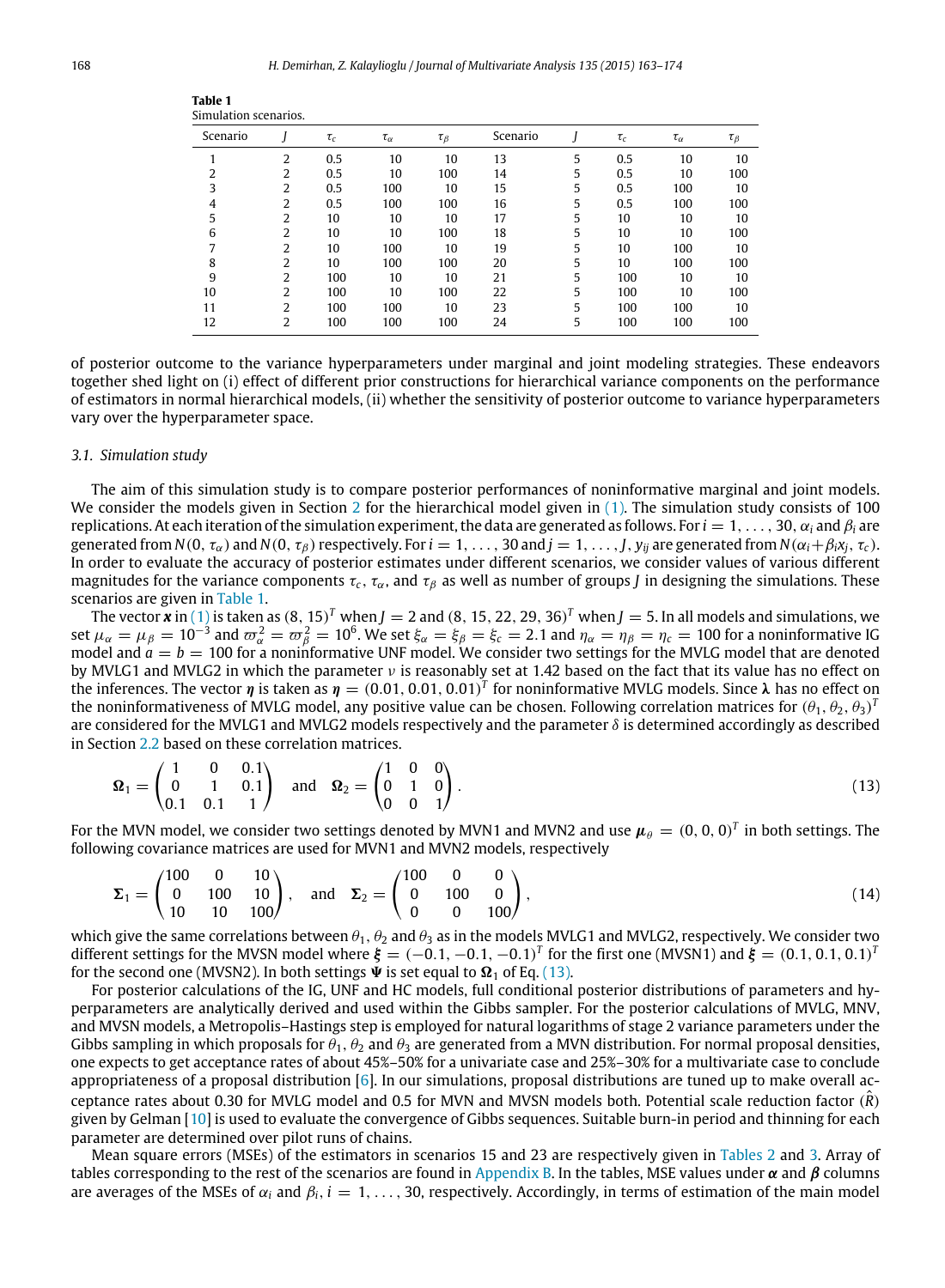**Table 1**
Simulation scenarios.

| Scenario | $J$ | $\tau_c$ | $\tau_\alpha$ | $\tau_\beta$ | Scenario | $J$ | $\tau_c$ | $\tau_\alpha$ | $\tau_\beta$ |
|---|---|---|---|---|---|---|---|---|---|
| 1 | 2 | 0.5 | 10 | 10 | 13 | 5 | 0.5 | 10 | 10 |
| 2 | 2 | 0.5 | 10 | 100 | 14 | 5 | 0.5 | 10 | 100 |
| 3 | 2 | 0.5 | 100 | 10 | 15 | 5 | 0.5 | 100 | 10 |
| 4 | 2 | 0.5 | 100 | 100 | 16 | 5 | 0.5 | 100 | 100 |
| 5 | 2 | 10 | 10 | 10 | 17 | 5 | 10 | 10 | 10 |
| 6 | 2 | 10 | 10 | 100 | 18 | 5 | 10 | 10 | 100 |
| 7 | 2 | 10 | 100 | 10 | 19 | 5 | 10 | 100 | 10 |
| 8 | 2 | 10 | 100 | 100 | 20 | 5 | 10 | 100 | 100 |
| 9 | 2 | 100 | 10 | 10 | 21 | 5 | 100 | 10 | 10 |
| 10 | 2 | 100 | 10 | 100 | 22 | 5 | 100 | 10 | 100 |
| 11 | 2 | 100 | 100 | 10 | 23 | 5 | 100 | 100 | 10 |
| 12 | 2 | 100 | 100 | 100 | 24 | 5 | 100 | 100 | 100 |

of posterior outcome to the variance hyperparameters under marginal and joint modeling strategies. These endeavors together shed light on (i) effect of different prior constructions for hierarchical variance components on the performance of estimators in normal hierarchical models, (ii) whether the sensitivity of posterior outcome to variance hyperparameters vary over the hyperparameter space.

### 3.1. Simulation study

The aim of this simulation study is to compare posterior performances of noninformative marginal and joint models. We consider the models given in Section 2 for the hierarchical model given in (1). The simulation study consists of 100 replications. At each iteration of the simulation experiment, the data are generated as follows. For $i = 1, \dots, 30$, $\alpha_i$ and $\beta_i$ are generated from $N(0, \tau_\alpha)$ and $N(0, \tau_\beta)$ respectively. For $i = 1, \dots, 30$ and $j = 1, \dots, J$, $y_{ij}$ are generated from $N(\alpha_i + \beta_i x_j, \tau_c)$. In order to evaluate the accuracy of posterior estimates under different scenarios, we consider values of various different magnitudes for the variance components $\tau_c$, $\tau_\alpha$, and $\tau_\beta$ as well as number of groups $J$ in designing the simulations. These scenarios are given in Table 1.

The vector $\boldsymbol{x}$ in (1) is taken as $(8, 15)^T$ when $J = 2$ and $(8, 15, 22, 29, 36)^T$ when $J = 5$. In all models and simulations, we set $\mu_\alpha = \mu_\beta = 10^{-3}$ and $\varpi_\alpha^2 = \varpi_\beta^2 = 10^6$. We set $\xi_\alpha = \xi_\beta = \xi_c = 2.1$ and $\eta_\alpha = \eta_\beta = \eta_c = 100$ for a noninformative IG model and $a = b = 100$ for a noninformative UNF model. We consider two settings for the MVLG model that are denoted by MVLG1 and MVLG2 in which the parameter $\nu$ is reasonably set at 1.42 based on the fact that its value has no effect on the inferences. The vector $\boldsymbol{\eta}$ is taken as $\boldsymbol{\eta} = (0.01, 0.01, 0.01)^T$ for noninformative MVLG models. Since $\boldsymbol{\lambda}$ has no effect on the noninformativeness of MVLG model, any positive value can be chosen. Following correlation matrices for $(\theta_1, \theta_2, \theta_3)^T$ are considered for the MVLG1 and MVLG2 models respectively and the parameter $\delta$ is determined accordingly as described in Section 2.2 based on these correlation matrices.

$$\boldsymbol{\Omega}_1 = \begin{pmatrix} 1 & 0 & 0.1 \\ 0 & 1 & 0.1 \\ 0.1 & 0.1 & 1 \end{pmatrix} \quad \text{and} \quad \boldsymbol{\Omega}_2 = \begin{pmatrix} 1 & 0 & 0 \\ 0 & 1 & 0 \\ 0 & 0 & 1 \end{pmatrix}. \tag{13}$$

For the MVN model, we consider two settings denoted by MVN1 and MVN2 and use $\boldsymbol{\mu}_\theta = (0, 0, 0)^T$ in both settings. The following covariance matrices are used for MVN1 and MVN2 models, respectively

$$\boldsymbol{\Sigma}_1 = \begin{pmatrix} 100 & 0 & 10 \\ 0 & 100 & 10 \\ 10 & 10 & 100 \end{pmatrix}, \quad \text{and} \quad \boldsymbol{\Sigma}_2 = \begin{pmatrix} 100 & 0 & 0 \\ 0 & 100 & 0 \\ 0 & 0 & 100 \end{pmatrix}, \tag{14}$$

which give the same correlations between $\theta_1$, $\theta_2$ and $\theta_3$ as in the models MVLG1 and MVLG2, respectively. We consider two different settings for the MVSN model where $\boldsymbol{\xi} = (-0.1, -0.1, -0.1)^T$ for the first one (MVSN1) and $\boldsymbol{\xi} = (0.1, 0.1, 0.1)^T$ for the second one (MVSN2). In both settings $\boldsymbol{\Psi}$ is set equal to $\boldsymbol{\Omega}_1$ of Eq. (13).

For posterior calculations of the IG, UNF and HC models, full conditional posterior distributions of parameters and hyperparameters are analytically derived and used within the Gibbs sampler. For the posterior calculations of MVLG, MNV, and MVSN models, a Metropolis–Hastings step is employed for natural logarithms of stage 2 variance parameters under the Gibbs sampling in which proposals for $\theta_1$, $\theta_2$ and $\theta_3$ are generated from a MVN distribution. For normal proposal densities, one expects to get acceptance rates of about 45%–50% for a univariate case and 25%–30% for a multivariate case to conclude appropriateness of a proposal distribution [6]. In our simulations, proposal distributions are tuned up to make overall acceptance rates about 0.30 for MVLG model and 0.5 for MVN and MVSN models both. Potential scale reduction factor ($\hat{R}$) given by Gelman [10] is used to evaluate the convergence of Gibbs sequences. Suitable burn-in period and thinning for each parameter are determined over pilot runs of chains.

Mean square errors (MSEs) of the estimators in scenarios 15 and 23 are respectively given in Tables 2 and 3. Array of tables corresponding to the rest of the scenarios are found in Appendix B. In the tables, MSE values under $\boldsymbol{\alpha}$ and $\boldsymbol{\beta}$ columns are averages of the MSEs of $\alpha_i$ and $\beta_i$, $i = 1, \dots, 30$, respectively. Accordingly, in terms of estimation of the main model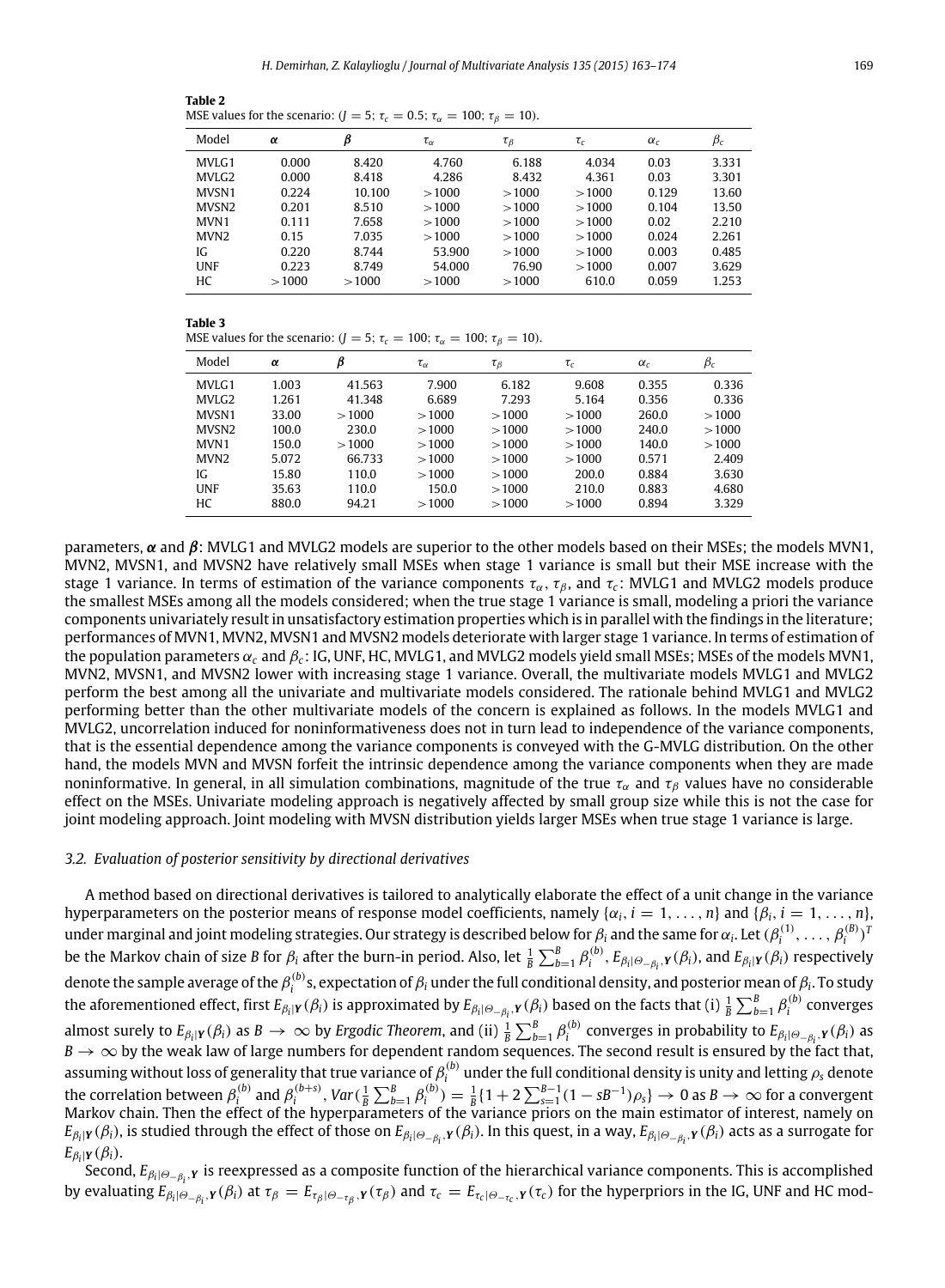**Table 2**
MSE values for the scenario: ($J = 5$; $\tau_c = 0.5$; $\tau_\alpha = 100$; $\tau_\beta = 10$).

| Model | $\boldsymbol{\alpha}$ | $\boldsymbol{\beta}$ | $\tau_\alpha$ | $\tau_\beta$ | $\tau_c$ | $\alpha_c$ | $\beta_c$ |
|---|---|---|---|---|---|---|---|
| MVLG1 | 0.000 | 8.420 | 4.760 | 6.188 | 4.034 | 0.03 | 3.331 |
| MVLG2 | 0.000 | 8.418 | 4.286 | 8.432 | 4.361 | 0.03 | 3.301 |
| MVSN1 | 0.224 | 10.100 | >1000 | >1000 | >1000 | 0.129 | 13.60 |
| MVSN2 | 0.201 | 8.510 | >1000 | >1000 | >1000 | 0.104 | 13.50 |
| MVN1 | 0.111 | 7.658 | >1000 | >1000 | >1000 | 0.02 | 2.210 |
| MVN2 | 0.15 | 7.035 | >1000 | >1000 | >1000 | 0.024 | 2.261 |
| IG | 0.220 | 8.744 | 53.900 | >1000 | >1000 | 0.003 | 0.485 |
| UNF | 0.223 | 8.749 | 54.000 | 76.90 | >1000 | 0.007 | 3.629 |
| HC | >1000 | >1000 | >1000 | >1000 | 610.0 | 0.059 | 1.253 |

**Table 3**
MSE values for the scenario: ($J = 5$; $\tau_c = 100$; $\tau_\alpha = 100$; $\tau_\beta = 10$).

| Model | $\boldsymbol{\alpha}$ | $\boldsymbol{\beta}$ | $\tau_\alpha$ | $\tau_\beta$ | $\tau_c$ | $\alpha_c$ | $\beta_c$ |
|---|---|---|---|---|---|---|---|
| MVLG1 | 1.003 | 41.563 | 7.900 | 6.182 | 9.608 | 0.355 | 0.336 |
| MVLG2 | 1.261 | 41.348 | 6.689 | 7.293 | 5.164 | 0.356 | 0.336 |
| MVSN1 | 33.00 | >1000 | >1000 | >1000 | >1000 | 260.0 | >1000 |
| MVSN2 | 100.0 | 230.0 | >1000 | >1000 | >1000 | 240.0 | >1000 |
| MVN1 | 150.0 | >1000 | >1000 | >1000 | >1000 | 140.0 | >1000 |
| MVN2 | 5.072 | 66.733 | >1000 | >1000 | >1000 | 0.571 | 2.409 |
| IG | 15.80 | 110.0 | >1000 | >1000 | 200.0 | 0.884 | 3.630 |
| UNF | 35.63 | 110.0 | 150.0 | >1000 | 210.0 | 0.883 | 4.680 |
| HC | 880.0 | 94.21 | >1000 | >1000 | >1000 | 0.894 | 3.329 |

parameters, $\boldsymbol{\alpha}$ and $\boldsymbol{\beta}$: MVLG1 and MVLG2 models are superior to the other models based on their MSEs; the models MVN1, MVN2, MVSN1, and MVSN2 have relatively small MSEs when stage 1 variance is small but their MSE increase with the stage 1 variance. In terms of estimation of the variance components $\tau_\alpha$, $\tau_\beta$, and $\tau_c$: MVLG1 and MVLG2 models produce the smallest MSEs among all the models considered; when the true stage 1 variance is small, modeling a priori the variance components univariately result in unsatisfactory estimation properties which is in parallel with the findings in the literature; performances of MVN1, MVN2, MVSN1 and MVSN2 models deteriorate with larger stage 1 variance. In terms of estimation of the population parameters $\alpha_c$ and $\beta_c$: IG, UNF, HC, MVLG1, and MVLG2 models yield small MSEs; MSEs of the models MVN1, MVN2, MVSN1, and MVSN2 lower with increasing stage 1 variance. Overall, the multivariate models MVLG1 and MVLG2 perform the best among all the univariate and multivariate models considered. The rationale behind MVLG1 and MVLG2 performing better than the other multivariate models of the concern is explained as follows. In the models MVLG1 and MVLG2, uncorrelation induced for noninformativeness does not in turn lead to independence of the variance components, that is the essential dependence among the variance components is conveyed with the G-MVLG distribution. On the other hand, the models MVN and MVSN forfeit the intrinsic dependence among the variance components when they are made noninformative. In general, in all simulation combinations, magnitude of the true $\tau_\alpha$ and $\tau_\beta$ values have no considerable effect on the MSEs. Univariate modeling approach is negatively affected by small group size while this is not the case for joint modeling approach. Joint modeling with MVSN distribution yields larger MSEs when true stage 1 variance is large.

### 3.2. Evaluation of posterior sensitivity by directional derivatives

A method based on directional derivatives is tailored to analytically elaborate the effect of a unit change in the variance hyperparameters on the posterior means of response model coefficients, namely $\{\alpha_i, i = 1, \dots, n\}$ and $\{\beta_i, i = 1, \dots, n\}$, under marginal and joint modeling strategies. Our strategy is described below for $\beta_i$ and the same for $\alpha_i$. Let $(\beta_i^{(1)}, \dots, \beta_i^{(B)})^T$ be the Markov chain of size $B$ for $\beta_i$ after the burn-in period. Also, let $\frac{1}{B}\sum_{b=1}^{B}\beta_i^{(b)}$, $E_{\beta_i|\Theta_{-\beta_i},\boldsymbol{Y}}(\beta_i)$, and $E_{\beta_i|\boldsymbol{Y}}(\beta_i)$ respectively denote the sample average of the $\beta_i^{(b)}$s, expectation of $\beta_i$ under the full conditional density, and posterior mean of $\beta_i$. To study the aforementioned effect, first $E_{\beta_i|\boldsymbol{Y}}(\beta_i)$ is approximated by $E_{\beta_i|\Theta_{-\beta_i},\boldsymbol{Y}}(\beta_i)$ based on the facts that (i) $\frac{1}{B}\sum_{b=1}^{B}\beta_i^{(b)}$ converges almost surely to $E_{\beta_i|\boldsymbol{Y}}(\beta_i)$ as $B \to \infty$ by *Ergodic Theorem*, and (ii) $\frac{1}{B}\sum_{b=1}^{B}\beta_i^{(b)}$ converges in probability to $E_{\beta_i|\Theta_{-\beta_i},\boldsymbol{Y}}(\beta_i)$ as $B \to \infty$ by the weak law of large numbers for dependent random sequences. The second result is ensured by the fact that, assuming without loss of generality that true variance of $\beta_i^{(b)}$ under the full conditional density is unity and letting $\rho_s$ denote the correlation between $\beta_i^{(b)}$ and $\beta_i^{(b+s)}$, $Var(\frac{1}{B}\sum_{b=1}^{B}\beta_i^{(b)}) = \frac{1}{B}\{1 + 2\sum_{s=1}^{B-1}(1 - sB^{-1})\rho_s\} \to 0$ as $B \to \infty$ for a convergent Markov chain. Then the effect of the hyperparameters of the variance priors on the main estimator of interest, namely on $E_{\beta_i|\boldsymbol{Y}}(\beta_i)$, is studied through the effect of those on $E_{\beta_i|\Theta_{-\beta_i},\boldsymbol{Y}}(\beta_i)$. In this quest, in a way, $E_{\beta_i|\Theta_{-\beta_i},\boldsymbol{Y}}(\beta_i)$ acts as a surrogate for $E_{\beta_i|\boldsymbol{Y}}(\beta_i)$.

Second, $E_{\beta_i|\Theta_{-\beta_i},\boldsymbol{Y}}$ is reexpressed as a composite function of the hierarchical variance components. This is accomplished by evaluating $E_{\beta_i|\Theta_{-\beta_i},\boldsymbol{Y}}(\beta_i)$ at $\tau_\beta = E_{\tau_\beta|\Theta_{-\tau_\beta},\boldsymbol{Y}}(\tau_\beta)$ and $\tau_c = E_{\tau_c|\Theta_{-\tau_c},\boldsymbol{Y}}(\tau_c)$ for the hyperpriors in the IG, UNF and HC mod-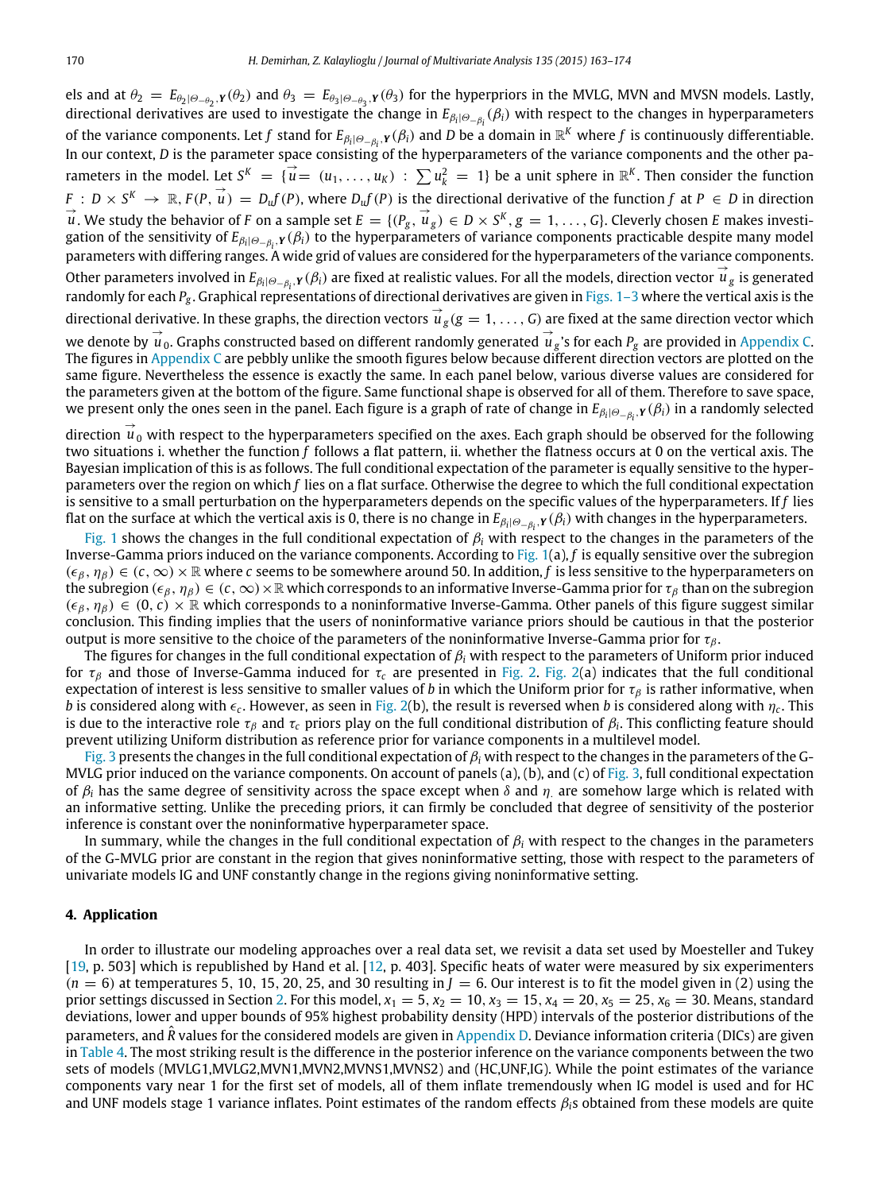els and at $\theta_2 = E_{\theta_2|\Theta_{-\theta_2},\mathbf{Y}}(\theta_2)$ and $\theta_3 = E_{\theta_3|\Theta_{-\theta_3},\mathbf{Y}}(\theta_3)$ for the hyperpriors in the MVLG, MVN and MVSN models. Lastly, directional derivatives are used to investigate the change in $E_{\beta_i|\Theta_{-\beta_i}}(\beta_i)$ with respect to the changes in hyperparameters of the variance components. Let $f$ stand for $E_{\beta_i|\Theta_{-\beta_i},\mathbf{Y}}(\beta_i)$ and $D$ be a domain in $\mathbb{R}^K$ where $f$ is continuously differentiable. In our context, $D$ is the parameter space consisting of the hyperparameters of the variance components and the other parameters in the model. Let $S^K = \{\vec{u} = (u_1, \ldots, u_K) : \sum u_k^2 = 1\}$ be a unit sphere in $\mathbb{R}^K$. Then consider the function $F : D \times S^K \to \mathbb{R}, F(P, \vec{u}) = D_u f(P)$, where $D_u f(P)$ is the directional derivative of the function $f$ at $P \in D$ in direction $\vec{u}$. We study the behavior of $F$ on a sample set $E = \{(P_g, \vec{u}_g) \in D \times S^K, g = 1, \ldots, G\}$. Cleverly chosen $E$ makes investigation of the sensitivity of $E_{\beta_i|\Theta_{-\beta_i},\mathbf{Y}}(\beta_i)$ to the hyperparameters of variance components practicable despite many model parameters with differing ranges. A wide grid of values are considered for the hyperparameters of the variance components. Other parameters involved in $E_{\beta_i|\Theta_{-\beta_i},\mathbf{Y}}(\beta_i)$ are fixed at realistic values. For all the models, direction vector $\vec{u}_g$ is generated randomly for each $P_g$. Graphical representations of directional derivatives are given in Figs. 1–3 where the vertical axis is the directional derivative. In these graphs, the direction vectors $\vec{u}_g (g = 1, \ldots, G)$ are fixed at the same direction vector which we denote by $\vec{u}_0$. Graphs constructed based on different randomly generated $\vec{u}_g$'s for each $P_g$ are provided in Appendix C. The figures in Appendix C are pebbly unlike the smooth figures below because different direction vectors are plotted on the same figure. Nevertheless the essence is exactly the same. In each panel below, various diverse values are considered for the parameters given at the bottom of the figure. Same functional shape is observed for all of them. Therefore to save space, we present only the ones seen in the panel. Each figure is a graph of rate of change in $E_{\beta_i|\Theta_{-\beta_i},\mathbf{Y}}(\beta_i)$ in a randomly selected direction $\vec{u}_0$ with respect to the hyperparameters specified on the axes. Each graph should be observed for the following two situations i. whether the function $f$ follows a flat pattern, ii. whether the flatness occurs at 0 on the vertical axis. The Bayesian implication of this is as follows. The full conditional expectation of the parameter is equally sensitive to the hyperparameters over the region on which $f$ lies on a flat surface. Otherwise the degree to which the full conditional expectation is sensitive to a small perturbation on the hyperparameters depends on the specific values of the hyperparameters. If $f$ lies flat on the surface at which the vertical axis is 0, there is no change in $E_{\beta_i|\Theta_{-\beta_i},\mathbf{Y}}(\beta_i)$ with changes in the hyperparameters.

Fig. 1 shows the changes in the full conditional expectation of $\beta_i$ with respect to the changes in the parameters of the Inverse-Gamma priors induced on the variance components. According to Fig. 1(a), $f$ is equally sensitive over the subregion $(\epsilon_\beta, \eta_\beta) \in (c, \infty) \times \mathbb{R}$ where $c$ seems to be somewhere around 50. In addition, $f$ is less sensitive to the hyperparameters on the subregion $(\epsilon_\beta, \eta_\beta) \in (c, \infty) \times \mathbb{R}$ which corresponds to an informative Inverse-Gamma prior for $\tau_\beta$ than on the subregion $(\epsilon_\beta, \eta_\beta) \in (0, c) \times \mathbb{R}$ which corresponds to a noninformative Inverse-Gamma. Other panels of this figure suggest similar conclusion. This finding implies that the users of noninformative variance priors should be cautious in that the posterior output is more sensitive to the choice of the parameters of the noninformative Inverse-Gamma prior for $\tau_\beta$.

The figures for changes in the full conditional expectation of $\beta_i$ with respect to the parameters of Uniform prior induced for $\tau_\beta$ and those of Inverse-Gamma induced for $\tau_c$ are presented in Fig. 2. Fig. 2(a) indicates that the full conditional expectation of interest is less sensitive to smaller values of $b$ in which the Uniform prior for $\tau_\beta$ is rather informative, when $b$ is considered along with $\epsilon_c$. However, as seen in Fig. 2(b), the result is reversed when $b$ is considered along with $\eta_c$. This is due to the interactive role $\tau_\beta$ and $\tau_c$ priors play on the full conditional distribution of $\beta_i$. This conflicting feature should prevent utilizing Uniform distribution as reference prior for variance components in a multilevel model.

Fig. 3 presents the changes in the full conditional expectation of $\beta_i$ with respect to the changes in the parameters of the G-MVLG prior induced on the variance components. On account of panels (a), (b), and (c) of Fig. 3, full conditional expectation of $\beta_i$ has the same degree of sensitivity across the space except when $\delta$ and $\eta_.$ are somehow large which is related with an informative setting. Unlike the preceding priors, it can firmly be concluded that degree of sensitivity of the posterior inference is constant over the noninformative hyperparameter space.

In summary, while the changes in the full conditional expectation of $\beta_i$ with respect to the changes in the parameters of the G-MVLG prior are constant in the region that gives noninformative setting, those with respect to the parameters of univariate models IG and UNF constantly change in the regions giving noninformative setting.

## 4. Application

In order to illustrate our modeling approaches over a real data set, we revisit a data set used by Moesteller and Tukey [19, p. 503] which is republished by Hand et al. [12, p. 403]. Specific heats of water were measured by six experimenters ($n = 6$) at temperatures 5, 10, 15, 20, 25, and 30 resulting in $J = 6$. Our interest is to fit the model given in (2) using the prior settings discussed in Section 2. For this model, $x_1 = 5$, $x_2 = 10$, $x_3 = 15$, $x_4 = 20$, $x_5 = 25$, $x_6 = 30$. Means, standard deviations, lower and upper bounds of 95% highest probability density (HPD) intervals of the posterior distributions of the parameters, and $\hat{R}$ values for the considered models are given in Appendix D. Deviance information criteria (DICs) are given in Table 4. The most striking result is the difference in the posterior inference on the variance components between the two sets of models (MVLG1,MVLG2,MVN1,MVN2,MVNS1,MVNS2) and (HC,UNF,IG). While the point estimates of the variance components vary near 1 for the first set of models, all of them inflate tremendously when IG model is used and for HC and UNF models stage 1 variance inflates. Point estimates of the random effects $\beta_i$s obtained from these models are quite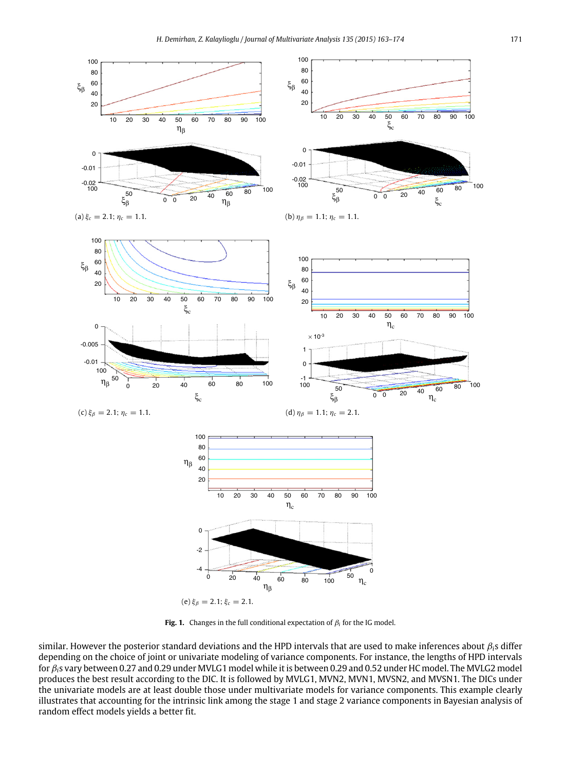(a) $\xi_c = 2.1$; $\eta_c = 1.1$.

(b) $\eta_\beta = 1.1$; $\eta_c = 1.1$.

(c) $\xi_\beta = 2.1$; $\eta_c = 1.1$.

(d) $\eta_\beta = 1.1$; $\eta_c = 2.1$.

(e) $\xi_\beta = 2.1$; $\xi_c = 2.1$.

**Fig. 1.** Changes in the full conditional expectation of $\beta_i$ for the IG model.

similar. However the posterior standard deviations and the HPD intervals that are used to make inferences about $\beta_i$s differ depending on the choice of joint or univariate modeling of variance components. For instance, the lengths of HPD intervals for $\beta_i$s vary between 0.27 and 0.29 under MVLG1 model while it is between 0.29 and 0.52 under HC model. The MVLG2 model produces the best result according to the DIC. It is followed by MVLG1, MVN2, MVN1, MVSN2, and MVSN1. The DICs under the univariate models are at least double those under multivariate models for variance components. This example clearly illustrates that accounting for the intrinsic link among the stage 1 and stage 2 variance components in Bayesian analysis of random effect models yields a better fit.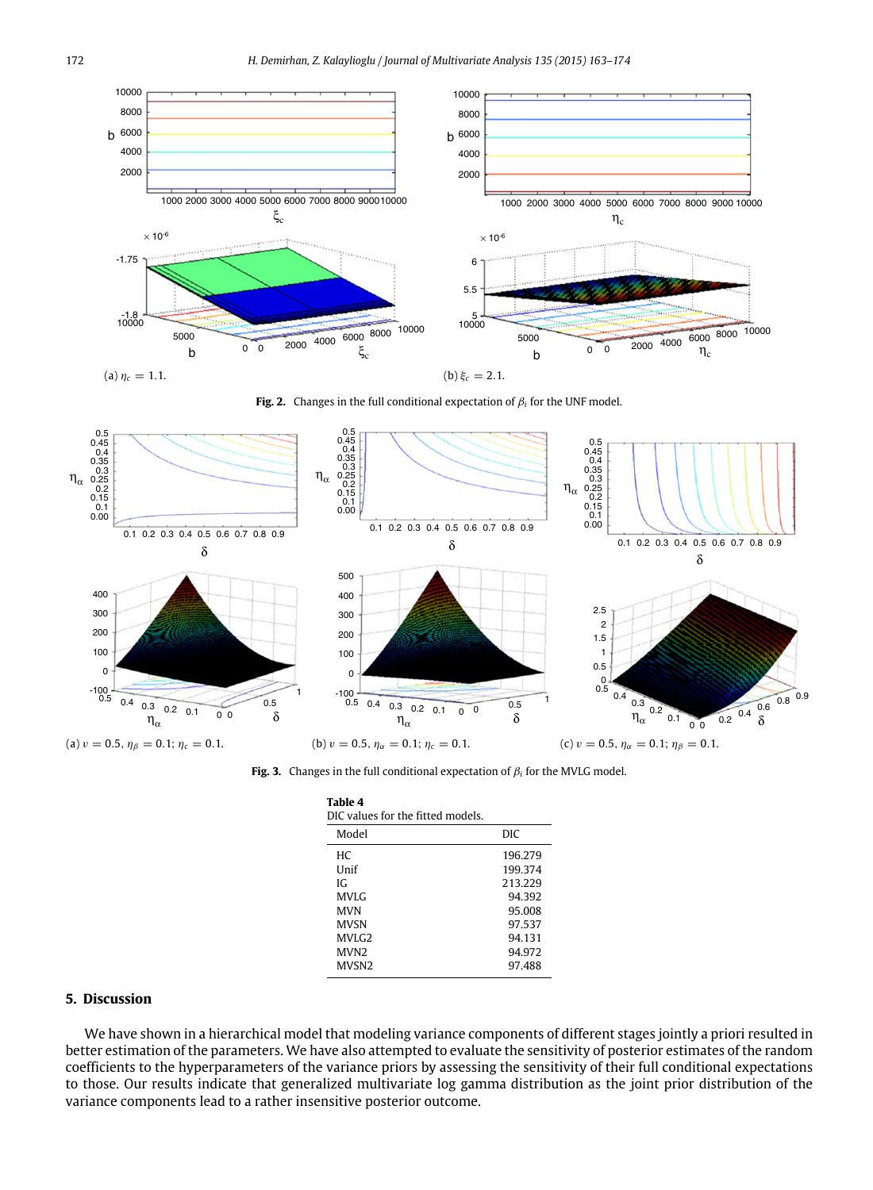(a) $\eta_c = 1.1$.

(b) $\xi_c = 2.1$.

**Fig. 2.** Changes in the full conditional expectation of $\beta_i$ for the UNF model.

(a) $v = 0.5$, $\eta_\beta = 0.1$; $\eta_c = 0.1$.

(b) $v = 0.5$, $\eta_\alpha = 0.1$; $\eta_c = 0.1$.

(c) $v = 0.5$, $\eta_\alpha = 0.1$; $\eta_\beta = 0.1$.

**Fig. 3.** Changes in the full conditional expectation of $\beta_i$ for the MVLG model.

**Table 4**
DIC values for the fitted models.

| Model | DIC |
|---|---|
| HC | 196.279 |
| Unif | 199.374 |
| IG | 213.229 |
| MVLG | 94.392 |
| MVN | 95.008 |
| MVSN | 97.537 |
| MVLG2 | 94.131 |
| MVN2 | 94.972 |
| MVSN2 | 97.488 |

## 5. Discussion

We have shown in a hierarchical model that modeling variance components of different stages jointly a priori resulted in better estimation of the parameters. We have also attempted to evaluate the sensitivity of posterior estimates of the random coefficients to the hyperparameters of the variance priors by assessing the sensitivity of their full conditional expectations to those. Our results indicate that generalized multivariate log gamma distribution as the joint prior distribution of the variance components lead to a rather insensitive posterior outcome.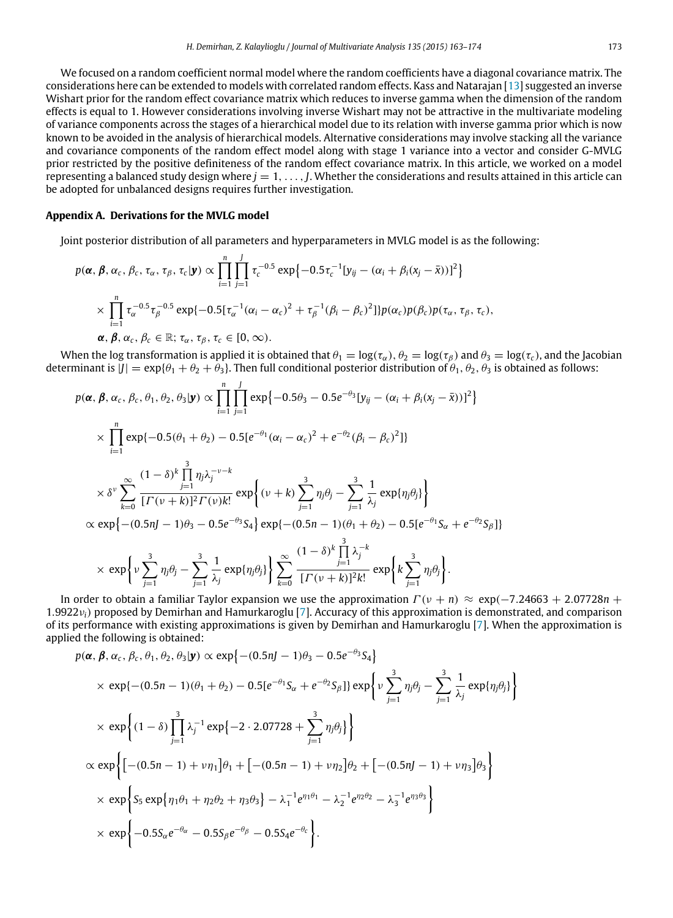We focused on a random coefficient normal model where the random coefficients have a diagonal covariance matrix. The considerations here can be extended to models with correlated random effects. Kass and Natarajan [13] suggested an inverse Wishart prior for the random effect covariance matrix which reduces to inverse gamma when the dimension of the random effects is equal to 1. However considerations involving inverse Wishart may not be attractive in the multivariate modeling of variance components across the stages of a hierarchical model due to its relation with inverse gamma prior which is now known to be avoided in the analysis of hierarchical models. Alternative considerations may involve stacking all the variance and covariance components of the random effect model along with stage 1 variance into a vector and consider G-MVLG prior restricted by the positive definiteness of the random effect covariance matrix. In this article, we worked on a model representing a balanced study design where $j = 1, \ldots, J$. Whether the considerations and results attained in this article can be adopted for unbalanced designs requires further investigation.

## Appendix A. Derivations for the MVLG model

Joint posterior distribution of all parameters and hyperparameters in MVLG model is as the following:

$$
\begin{aligned}
p(\boldsymbol{\alpha}, \boldsymbol{\beta}, \alpha_c, \beta_c, \tau_\alpha, \tau_\beta, \tau_c|\boldsymbol{y}) &\propto \prod_{i=1}^{n}\prod_{j=1}^{J} \tau_c^{-0.5} \exp\left\{-0.5\tau_c^{-1}[y_{ij} - (\alpha_i + \beta_i(x_j - \bar{x}))]^2\right\} \\
&\times \prod_{i=1}^{n} \tau_\alpha^{-0.5}\tau_\beta^{-0.5} \exp\{-0.5[\tau_\alpha^{-1}(\alpha_i - \alpha_c)^2 + \tau_\beta^{-1}(\beta_i - \beta_c)^2]\} p(\alpha_c)p(\beta_c)p(\tau_\alpha, \tau_\beta, \tau_c), \\
&\boldsymbol{\alpha}, \boldsymbol{\beta}, \alpha_c, \beta_c \in \mathbb{R};\ \tau_\alpha, \tau_\beta, \tau_c \in [0, \infty).
\end{aligned}
$$

When the log transformation is applied it is obtained that $\theta_1 = \log(\tau_\alpha)$, $\theta_2 = \log(\tau_\beta)$ and $\theta_3 = \log(\tau_c)$, and the Jacobian determinant is $|J| = \exp\{\theta_1 + \theta_2 + \theta_3\}$. Then full conditional posterior distribution of $\theta_1, \theta_2, \theta_3$ is obtained as follows:

$$
\begin{aligned}
p(\boldsymbol{\alpha}, \boldsymbol{\beta}, \alpha_c, \beta_c, \theta_1, \theta_2, \theta_3|\boldsymbol{y}) &\propto \prod_{i=1}^{n}\prod_{j=1}^{J} \exp\left\{-0.5\theta_3 - 0.5e^{-\theta_3}[y_{ij} - (\alpha_i + \beta_i(x_j - \bar{x}))]^2\right\} \\
&\times \prod_{i=1}^{n} \exp\{-0.5(\theta_1 + \theta_2) - 0.5[e^{-\theta_1}(\alpha_i - \alpha_c)^2 + e^{-\theta_2}(\beta_i - \beta_c)^2]\} \\
&\times \delta^{\nu} \sum_{k=0}^{\infty} \frac{(1-\delta)^k \prod_{j=1}^{3} \eta_j \lambda_j^{-\nu-k}}{[\Gamma(\nu+k)]^2 \Gamma(\nu) k!} \exp\left\{(\nu+k)\sum_{j=1}^{3}\eta_j\theta_j - \sum_{j=1}^{3}\frac{1}{\lambda_j}\exp\{\eta_j\theta_j\}\right\} \\
&\propto \exp\left\{-(0.5nJ - 1)\theta_3 - 0.5e^{-\theta_3}S_4\right\} \exp\{-(0.5n - 1)(\theta_1 + \theta_2) - 0.5[e^{-\theta_1}S_\alpha + e^{-\theta_2}S_\beta]\} \\
&\times \exp\left\{\nu\sum_{j=1}^{3}\eta_j\theta_j - \sum_{j=1}^{3}\frac{1}{\lambda_j}\exp\{\eta_j\theta_j\}\right\} \sum_{k=0}^{\infty} \frac{(1-\delta)^k \prod_{j=1}^{3}\lambda_j^{-k}}{[\Gamma(\nu+k)]^2 k!} \exp\left\{k\sum_{j=1}^{3}\eta_j\theta_j\right\}.
\end{aligned}
$$

In order to obtain a familiar Taylor expansion we use the approximation $\Gamma(\nu + n) \approx \exp(-7.24663 + 2.07728n + 1.9922\nu_i)$ proposed by Demirhan and Hamurkaroglu [7]. Accuracy of this approximation is demonstrated, and comparison of its performance with existing approximations is given by Demirhan and Hamurkaroglu [7]. When the approximation is applied the following is obtained:

$$
\begin{aligned}
p(\boldsymbol{\alpha}, \boldsymbol{\beta}, \alpha_c, \beta_c, \theta_1, \theta_2, \theta_3|\boldsymbol{y}) &\propto \exp\left\{-(0.5nJ - 1)\theta_3 - 0.5e^{-\theta_3}S_4\right\} \\
&\times \exp\{-(0.5n - 1)(\theta_1 + \theta_2) - 0.5[e^{-\theta_1}S_\alpha + e^{-\theta_2}S_\beta]\} \exp\left\{\nu\sum_{j=1}^{3}\eta_j\theta_j - \sum_{j=1}^{3}\frac{1}{\lambda_j}\exp\{\eta_j\theta_j\}\right\} \\
&\times \exp\left\{(1-\delta)\prod_{j=1}^{3}\lambda_j^{-1}\exp\left\{-2\cdot 2.07728 + \sum_{j=1}^{3}\eta_j\theta_j\right\}\right\} \\
&\propto \exp\left\{\left[-(0.5n - 1) + \nu\eta_1\right]\theta_1 + \left[-(0.5n - 1) + \nu\eta_2\right]\theta_2 + \left[-(0.5nJ - 1) + \nu\eta_3\right]\theta_3\right\} \\
&\times \exp\left\{S_5 \exp\left\{\eta_1\theta_1 + \eta_2\theta_2 + \eta_3\theta_3\right\} - \lambda_1^{-1}e^{\eta_1\theta_1} - \lambda_2^{-1}e^{\eta_2\theta_2} - \lambda_3^{-1}e^{\eta_3\theta_3}\right\} \\
&\times \exp\left\{-0.5S_\alpha e^{-\theta_\alpha} - 0.5S_\beta e^{-\theta_\beta} - 0.5S_4 e^{-\theta_c}\right\}.
\end{aligned}
$$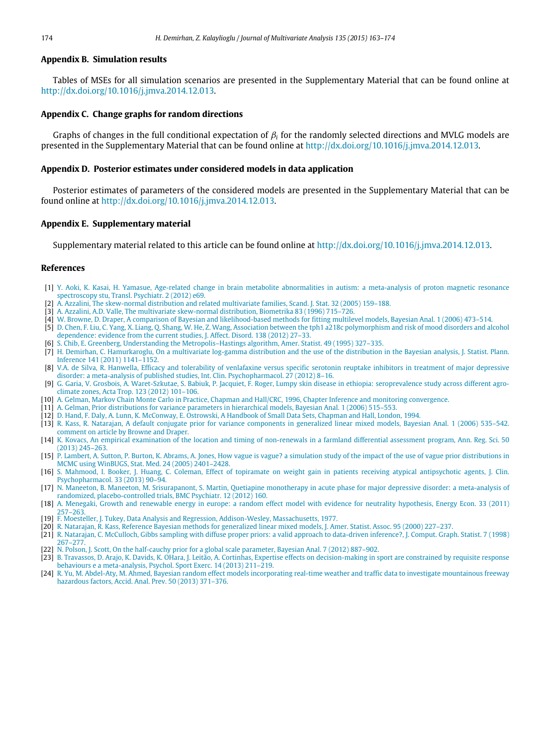## Appendix B. Simulation results

Tables of MSEs for all simulation scenarios are presented in the Supplementary Material that can be found online at http://dx.doi.org/10.1016/j.jmva.2014.12.013.

## Appendix C. Change graphs for random directions

Graphs of changes in the full conditional expectation of $\beta_i$ for the randomly selected directions and MVLG models are presented in the Supplementary Material that can be found online at http://dx.doi.org/10.1016/j.jmva.2014.12.013.

## Appendix D. Posterior estimates under considered models in data application

Posterior estimates of parameters of the considered models are presented in the Supplementary Material that can be found online at http://dx.doi.org/10.1016/j.jmva.2014.12.013.

## Appendix E. Supplementary material

Supplementary material related to this article can be found online at http://dx.doi.org/10.1016/j.jmva.2014.12.013.

## References

[1] Y. Aoki, K. Kasai, H. Yamasue, Age-related change in brain metabolite abnormalities in autism: a meta-analysis of proton magnetic resonance spectroscopy stu, Transl. Psychiatr. 2 (2012) e69.

[2] A. Azzalini, The skew-normal distribution and related multivariate families, Scand. J. Stat. 32 (2005) 159–188.

[3] A. Azzalini, A.D. Valle, The multivariate skew-normal distribution, Biometrika 83 (1996) 715–726.

[4] W. Browne, D. Draper, A comparison of Bayesian and likelihood-based methods for fitting multilevel models, Bayesian Anal. 1 (2006) 473–514.

[5] D. Chen, F. Liu, C. Yang, X. Liang, Q. Shang, W. He, Z. Wang, Association between the tph1 a218c polymorphism and risk of mood disorders and alcohol dependence: evidence from the current studies, J. Affect. Disord. 138 (2012) 27–33.

[6] S. Chib, E. Greenberg, Understanding the Metropolis–Hastings algorithm, Amer. Statist. 49 (1995) 327–335.

[7] H. Demirhan, C. Hamurkaroglu, On a multivariate log-gamma distribution and the use of the distribution in the Bayesian analysis, J. Statist. Plann. Inference 141 (2011) 1141–1152.

[8] V.A. de Silva, R. Hanwella, Efficacy and tolerability of venlafaxine versus specific serotonin reuptake inhibitors in treatment of major depressive disorder: a meta-analysis of published studies, Int. Clin. Psychopharmacol. 27 (2012) 8–16.

[9] G. Garia, V. Grosbois, A. Waret-Szkutae, S. Babiuk, P. Jacquiet, F. Roger, Lumpy skin disease in ethiopia: seroprevalence study across different agro-climate zones, Acta Trop. 123 (2012) 101–106.

[10] A. Gelman, Markov Chain Monte Carlo in Practice, Chapman and Hall/CRC, 1996, Chapter Inference and monitoring convergence.

[11] A. Gelman, Prior distributions for variance parameters in hierarchical models, Bayesian Anal. 1 (2006) 515–553.

[12] D. Hand, F. Daly, A. Lunn, K. McConway, E. Ostrowski, A Handbook of Small Data Sets, Chapman and Hall, London, 1994.

[13] R. Kass, R. Natarajan, A default conjugate prior for variance components in generalized linear mixed models, Bayesian Anal. 1 (2006) 535–542. comment on article by Browne and Draper.

[14] K. Kovacs, An empirical examination of the location and timing of non-renewals in a farmland differential assessment program, Ann. Reg. Sci. 50 (2013) 245–263.

[15] P. Lambert, A. Sutton, P. Burton, K. Abrams, A. Jones, How vague is vague? a simulation study of the impact of the use of vague prior distributions in MCMC using WinBUGS, Stat. Med. 24 (2005) 2401–2428.

[16] S. Mahmood, I. Booker, J. Huang, C. Coleman, Effect of topiramate on weight gain in patients receiving atypical antipsychotic agents, J. Clin. Psychopharmacol. 33 (2013) 90–94.

[17] N. Maneeton, B. Maneeton, M. Srisurapanont, S. Martin, Quetiapine monotherapy in acute phase for major depressive disorder: a meta-analysis of randomized, placebo-controlled trials, BMC Psychiatr. 12 (2012) 160.

[18] A. Menegaki, Growth and renewable energy in europe: a random effect model with evidence for neutrality hypothesis, Energy Econ. 33 (2011) 257–263.

[19] F. Moesteller, J. Tukey, Data Analysis and Regression, Addison-Wesley, Massachusetts, 1977.

[20] R. Natarajan, R. Kass, Reference Bayesian methods for generalized linear mixed models, J. Amer. Statist. Assoc. 95 (2000) 227–237.

[21] R. Natarajan, C. McCulloch, Gibbs sampling with diffuse proper priors: a valid approach to data-driven inference?, J. Comput. Graph. Statist. 7 (1998) 267–277.

[22] N. Polson, J. Scott, On the half-cauchy prior for a global scale parameter, Bayesian Anal. 7 (2012) 887–902.

[23] B. Travassos, D. Arajo, K. Davids, K. OHara, J. Leitão, A. Cortinhas, Expertise effects on decision-making in sport are constrained by requisite response behaviours e a meta-analysis, Psychol. Sport Exerc. 14 (2013) 211–219.

[24] R. Yu, M. Abdel-Aty, M. Ahmed, Bayesian random effect models incorporating real-time weather and traffic data to investigate mountainous freeway hazardous factors, Accid. Anal. Prev. 50 (2013) 371–376.